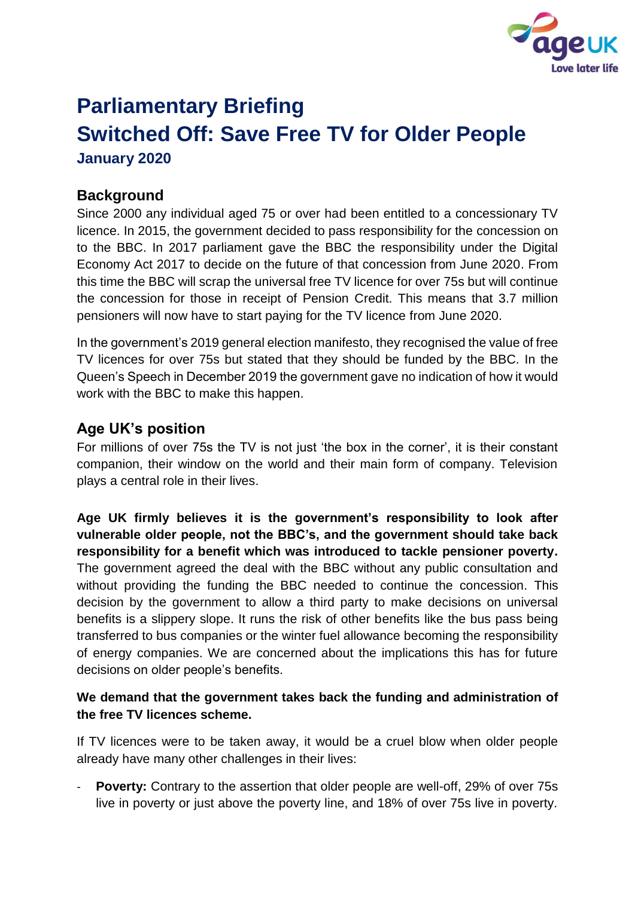# Parliamentary Briefing
# Switched Off: Save Free TV for Older People

### January 2020

## Background

Since 2000 any individual aged 75 or over had been entitled to a concessionary TV licence. In 2015, the government decided to pass responsibility for the concession on to the BBC. In 2017 parliament gave the BBC the responsibility under the Digital Economy Act 2017 to decide on the future of that concession from June 2020. From this time the BBC will scrap the universal free TV licence for over 75s but will continue the concession for those in receipt of Pension Credit. This means that 3.7 million pensioners will now have to start paying for the TV licence from June 2020.

In the government's 2019 general election manifesto, they recognised the value of free TV licences for over 75s but stated that they should be funded by the BBC. In the Queen's Speech in December 2019 the government gave no indication of how it would work with the BBC to make this happen.

## Age UK's position

For millions of over 75s the TV is not just 'the box in the corner', it is their constant companion, their window on the world and their main form of company. Television plays a central role in their lives.

**Age UK firmly believes it is the government's responsibility to look after vulnerable older people, not the BBC's, and the government should take back responsibility for a benefit which was introduced to tackle pensioner poverty.** The government agreed the deal with the BBC without any public consultation and without providing the funding the BBC needed to continue the concession. This decision by the government to allow a third party to make decisions on universal benefits is a slippery slope. It runs the risk of other benefits like the bus pass being transferred to bus companies or the winter fuel allowance becoming the responsibility of energy companies. We are concerned about the implications this has for future decisions on older people's benefits.

**We demand that the government takes back the funding and administration of the free TV licences scheme.**

If TV licences were to be taken away, it would be a cruel blow when older people already have many other challenges in their lives:

- **Poverty:** Contrary to the assertion that older people are well-off, 29% of over 75s live in poverty or just above the poverty line, and 18% of over 75s live in poverty.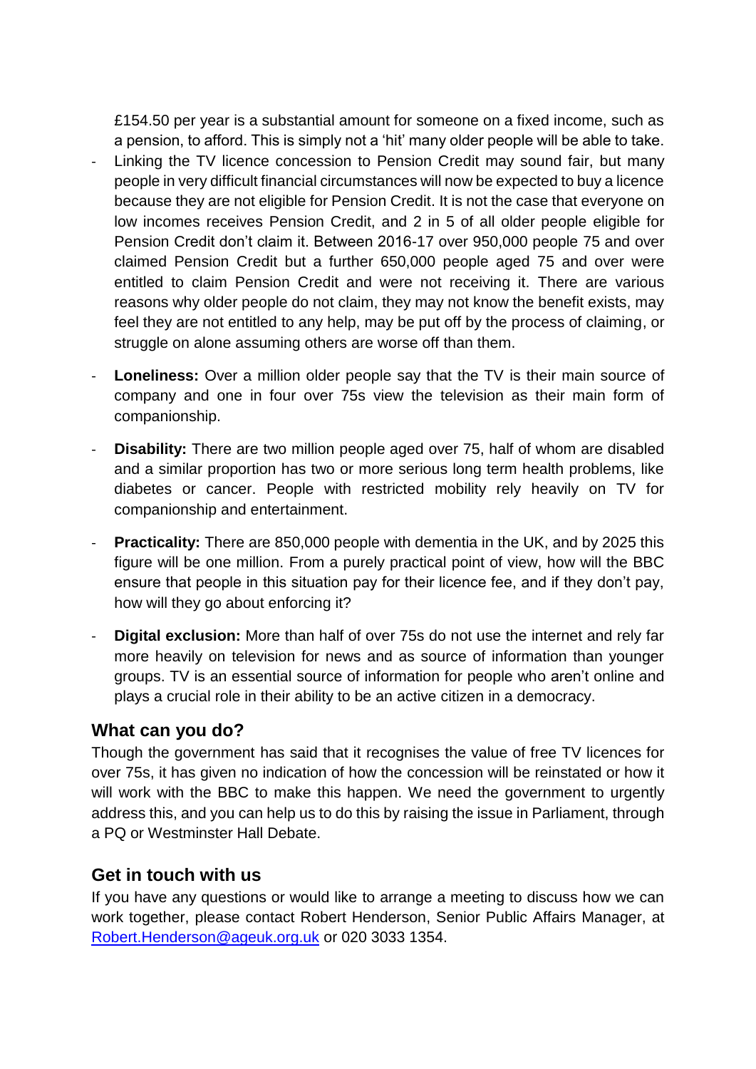£154.50 per year is a substantial amount for someone on a fixed income, such as a pension, to afford. This is simply not a 'hit' many older people will be able to take.

- Linking the TV licence concession to Pension Credit may sound fair, but many people in very difficult financial circumstances will now be expected to buy a licence because they are not eligible for Pension Credit. It is not the case that everyone on low incomes receives Pension Credit, and 2 in 5 of all older people eligible for Pension Credit don't claim it. Between 2016-17 over 950,000 people 75 and over claimed Pension Credit but a further 650,000 people aged 75 and over were entitled to claim Pension Credit and were not receiving it. There are various reasons why older people do not claim, they may not know the benefit exists, may feel they are not entitled to any help, may be put off by the process of claiming, or struggle on alone assuming others are worse off than them.
- **Loneliness:** Over a million older people say that the TV is their main source of company and one in four over 75s view the television as their main form of companionship.
- **Disability:** There are two million people aged over 75, half of whom are disabled and a similar proportion has two or more serious long term health problems, like diabetes or cancer. People with restricted mobility rely heavily on TV for companionship and entertainment.
- **Practicality:** There are 850,000 people with dementia in the UK, and by 2025 this figure will be one million. From a purely practical point of view, how will the BBC ensure that people in this situation pay for their licence fee, and if they don't pay, how will they go about enforcing it?
- **Digital exclusion:** More than half of over 75s do not use the internet and rely far more heavily on television for news and as source of information than younger groups. TV is an essential source of information for people who aren't online and plays a crucial role in their ability to be an active citizen in a democracy.

## What can you do?

Though the government has said that it recognises the value of free TV licences for over 75s, it has given no indication of how the concession will be reinstated or how it will work with the BBC to make this happen. We need the government to urgently address this, and you can help us to do this by raising the issue in Parliament, through a PQ or Westminster Hall Debate.

## Get in touch with us

If you have any questions or would like to arrange a meeting to discuss how we can work together, please contact Robert Henderson, Senior Public Affairs Manager, at [Robert.Henderson@ageuk.org.uk](mailto:Robert.Henderson@ageuk.org.uk) or 020 3033 1354.